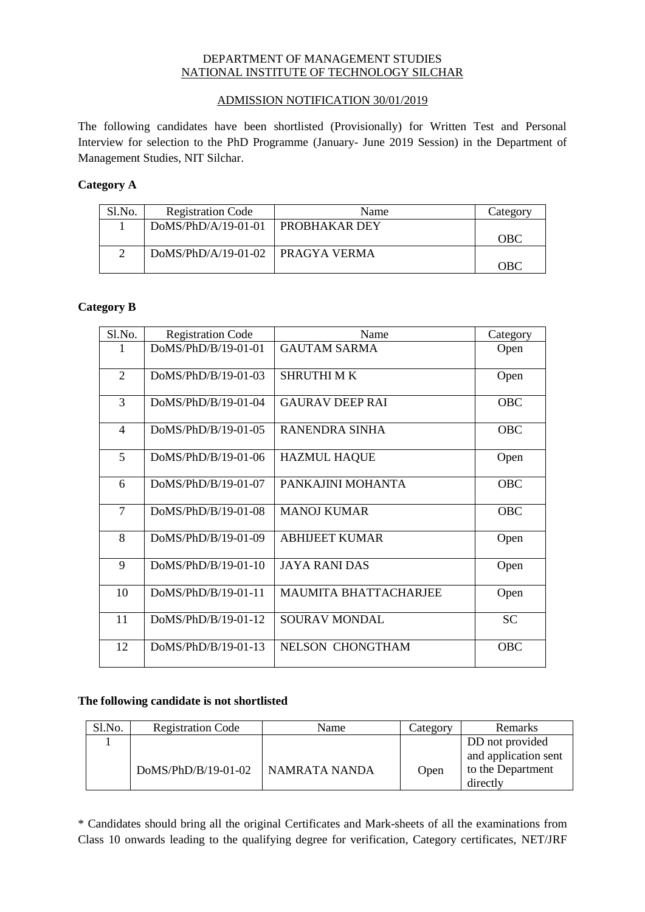DEPARTMENT OF MANAGEMENT STUDIES
NATIONAL INSTITUTE OF TECHNOLOGY SILCHAR

ADMISSION NOTIFICATION 30/01/2019

The following candidates have been shortlisted (Provisionally) for Written Test and Personal Interview for selection to the PhD Programme (January- June 2019 Session) in the Department of Management Studies, NIT Silchar.

**Category A**

| Sl.No. | Registration Code | Name | Category |
|---|---|---|---|
| 1 | DoMS/PhD/A/19-01-01 | PROBHAKAR DEY | OBC |
| 2 | DoMS/PhD/A/19-01-02 | PRAGYA VERMA | OBC |

**Category B**

| Sl.No. | Registration Code | Name | Category |
|---|---|---|---|
| 1 | DoMS/PhD/B/19-01-01 | GAUTAM SARMA | Open |
| 2 | DoMS/PhD/B/19-01-03 | SHRUTHI M K | Open |
| 3 | DoMS/PhD/B/19-01-04 | GAURAV DEEP RAI | OBC |
| 4 | DoMS/PhD/B/19-01-05 | RANENDRA SINHA | OBC |
| 5 | DoMS/PhD/B/19-01-06 | HAZMUL HAQUE | Open |
| 6 | DoMS/PhD/B/19-01-07 | PANKAJINI MOHANTA | OBC |
| 7 | DoMS/PhD/B/19-01-08 | MANOJ KUMAR | OBC |
| 8 | DoMS/PhD/B/19-01-09 | ABHIJEET KUMAR | Open |
| 9 | DoMS/PhD/B/19-01-10 | JAYA RANI DAS | Open |
| 10 | DoMS/PhD/B/19-01-11 | MAUMITA BHATTACHARJEE | Open |
| 11 | DoMS/PhD/B/19-01-12 | SOURAV MONDAL | SC |
| 12 | DoMS/PhD/B/19-01-13 | NELSON CHONGTHAM | OBC |

**The following candidate is not shortlisted**

| Sl.No. | Registration Code | Name | Category | Remarks |
|---|---|---|---|---|
| 1 | DoMS/PhD/B/19-01-02 | NAMRATA NANDA | Open | DD not provided and application sent to the Department directly |

* Candidates should bring all the original Certificates and Mark-sheets of all the examinations from Class 10 onwards leading to the qualifying degree for verification, Category certificates, NET/JRF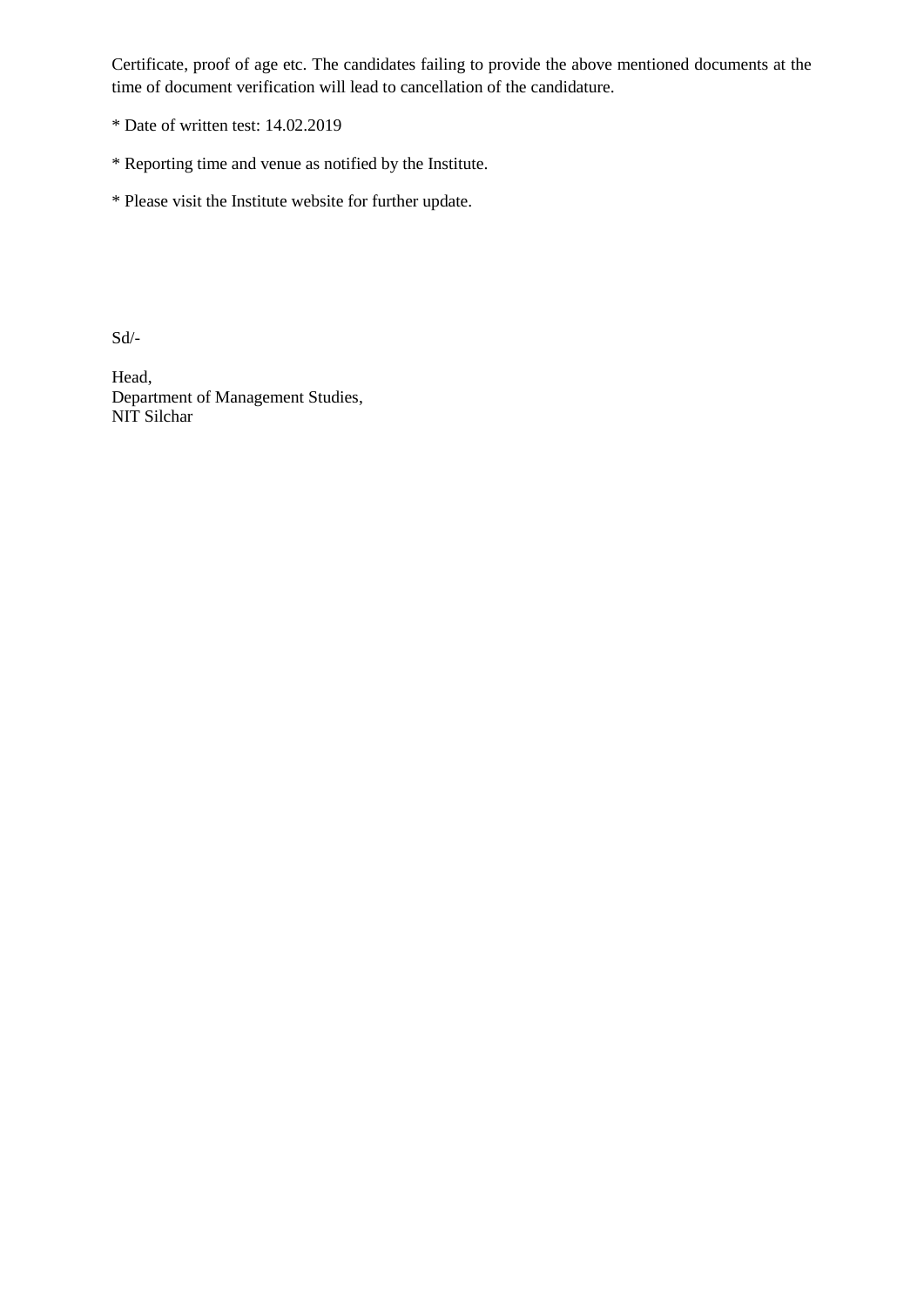Certificate, proof of age etc. The candidates failing to provide the above mentioned documents at the time of document verification will lead to cancellation of the candidature.

* Date of written test: 14.02.2019

* Reporting time and venue as notified by the Institute.

* Please visit the Institute website for further update.

Sd/-

Head,
Department of Management Studies,
NIT Silchar